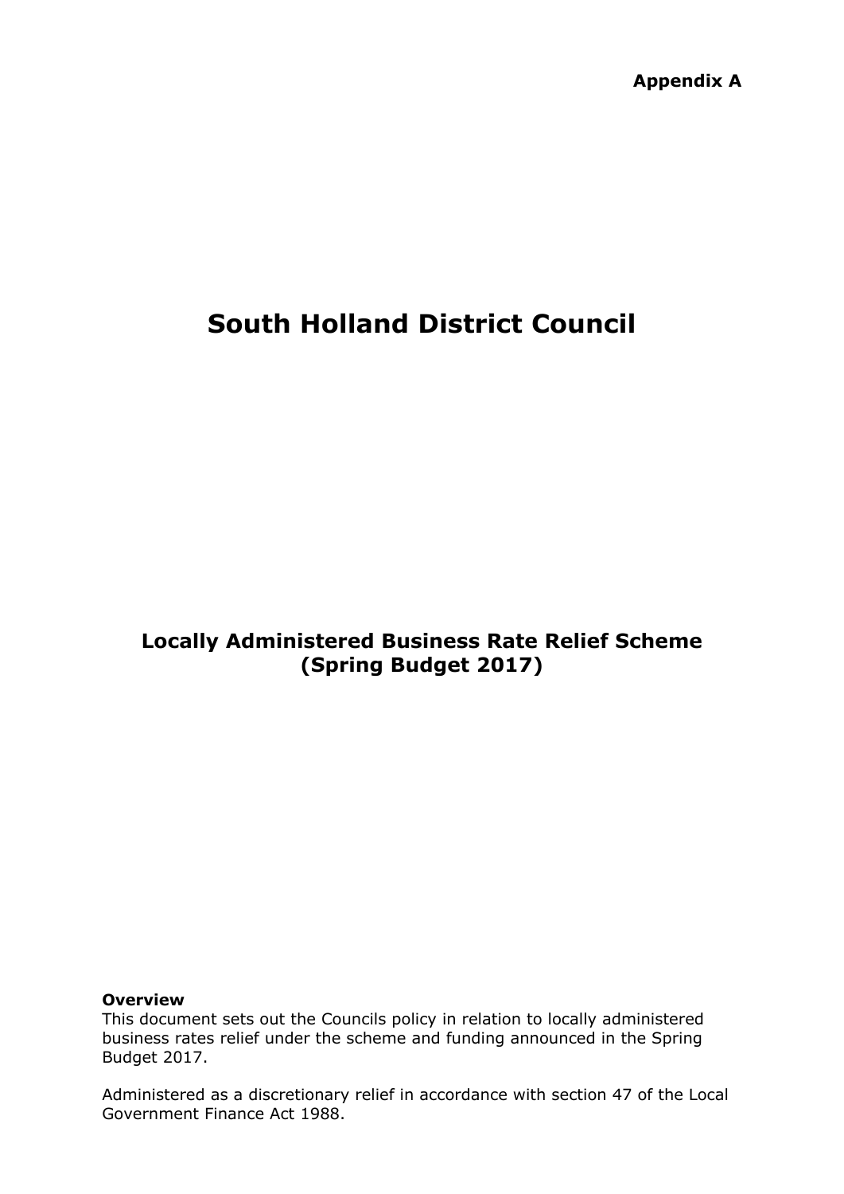**Appendix A**

# South Holland District Council

## Locally Administered Business Rate Relief Scheme (Spring Budget 2017)

**Overview**
This document sets out the Councils policy in relation to locally administered business rates relief under the scheme and funding announced in the Spring Budget 2017.

Administered as a discretionary relief in accordance with section 47 of the Local Government Finance Act 1988.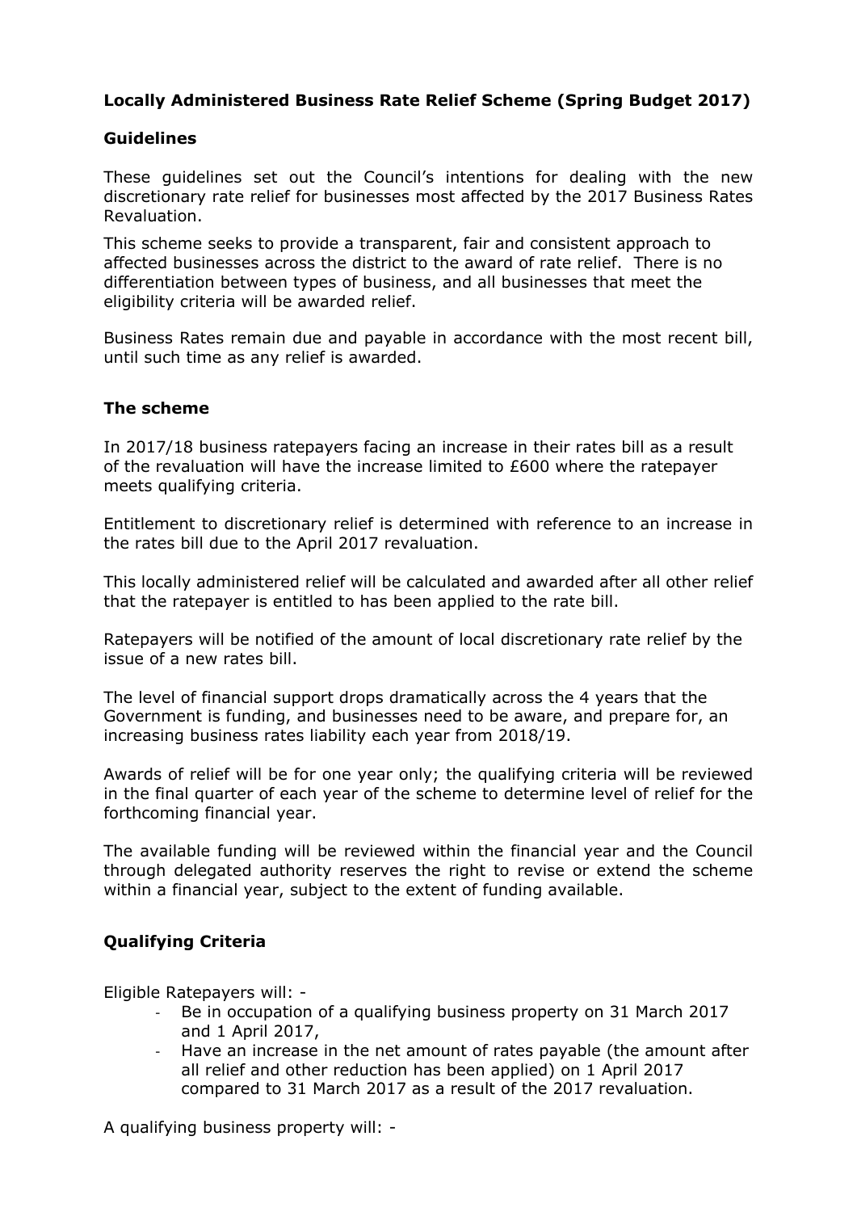**Locally Administered Business Rate Relief Scheme (Spring Budget 2017)**

**Guidelines**

These guidelines set out the Council's intentions for dealing with the new discretionary rate relief for businesses most affected by the 2017 Business Rates Revaluation.

This scheme seeks to provide a transparent, fair and consistent approach to affected businesses across the district to the award of rate relief. There is no differentiation between types of business, and all businesses that meet the eligibility criteria will be awarded relief.

Business Rates remain due and payable in accordance with the most recent bill, until such time as any relief is awarded.

**The scheme**

In 2017/18 business ratepayers facing an increase in their rates bill as a result of the revaluation will have the increase limited to £600 where the ratepayer meets qualifying criteria.

Entitlement to discretionary relief is determined with reference to an increase in the rates bill due to the April 2017 revaluation.

This locally administered relief will be calculated and awarded after all other relief that the ratepayer is entitled to has been applied to the rate bill.

Ratepayers will be notified of the amount of local discretionary rate relief by the issue of a new rates bill.

The level of financial support drops dramatically across the 4 years that the Government is funding, and businesses need to be aware, and prepare for, an increasing business rates liability each year from 2018/19.

Awards of relief will be for one year only; the qualifying criteria will be reviewed in the final quarter of each year of the scheme to determine level of relief for the forthcoming financial year.

The available funding will be reviewed within the financial year and the Council through delegated authority reserves the right to revise or extend the scheme within a financial year, subject to the extent of funding available.

**Qualifying Criteria**

Eligible Ratepayers will: -

- Be in occupation of a qualifying business property on 31 March 2017 and 1 April 2017,
- Have an increase in the net amount of rates payable (the amount after all relief and other reduction has been applied) on 1 April 2017 compared to 31 March 2017 as a result of the 2017 revaluation.

A qualifying business property will: -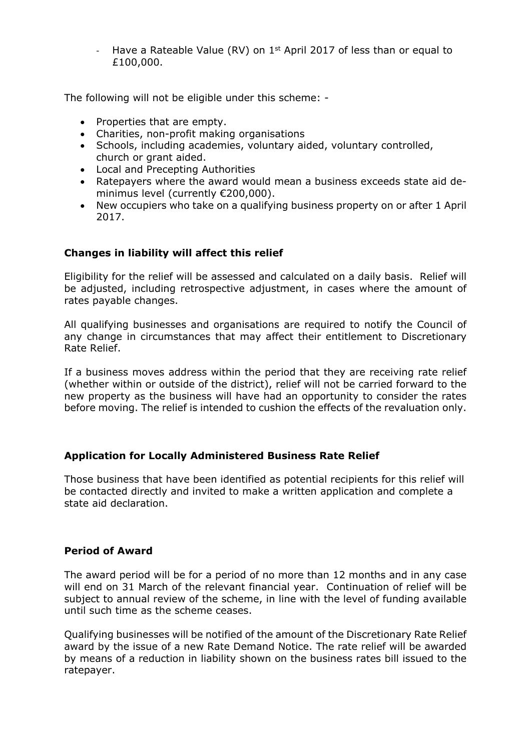- Have a Rateable Value (RV) on 1st April 2017 of less than or equal to £100,000.

The following will not be eligible under this scheme: -

- Properties that are empty.
- Charities, non-profit making organisations
- Schools, including academies, voluntary aided, voluntary controlled, church or grant aided.
- Local and Precepting Authorities
- Ratepayers where the award would mean a business exceeds state aid de-minimus level (currently €200,000).
- New occupiers who take on a qualifying business property on or after 1 April 2017.

**Changes in liability will affect this relief**

Eligibility for the relief will be assessed and calculated on a daily basis. Relief will be adjusted, including retrospective adjustment, in cases where the amount of rates payable changes.

All qualifying businesses and organisations are required to notify the Council of any change in circumstances that may affect their entitlement to Discretionary Rate Relief.

If a business moves address within the period that they are receiving rate relief (whether within or outside of the district), relief will not be carried forward to the new property as the business will have had an opportunity to consider the rates before moving. The relief is intended to cushion the effects of the revaluation only.

**Application for Locally Administered Business Rate Relief**

Those business that have been identified as potential recipients for this relief will be contacted directly and invited to make a written application and complete a state aid declaration.

**Period of Award**

The award period will be for a period of no more than 12 months and in any case will end on 31 March of the relevant financial year. Continuation of relief will be subject to annual review of the scheme, in line with the level of funding available until such time as the scheme ceases.

Qualifying businesses will be notified of the amount of the Discretionary Rate Relief award by the issue of a new Rate Demand Notice. The rate relief will be awarded by means of a reduction in liability shown on the business rates bill issued to the ratepayer.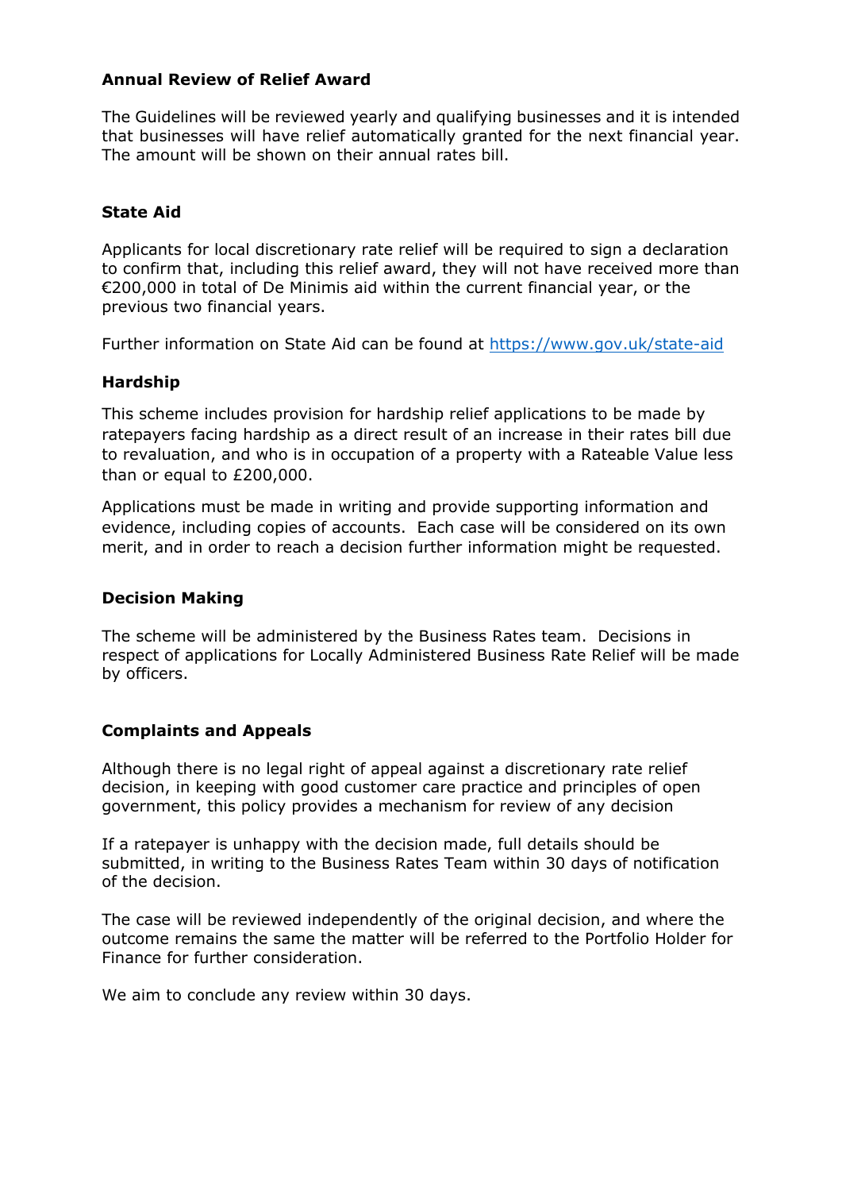## Annual Review of Relief Award

The Guidelines will be reviewed yearly and qualifying businesses and it is intended that businesses will have relief automatically granted for the next financial year. The amount will be shown on their annual rates bill.

## State Aid

Applicants for local discretionary rate relief will be required to sign a declaration to confirm that, including this relief award, they will not have received more than €200,000 in total of De Minimis aid within the current financial year, or the previous two financial years.

Further information on State Aid can be found at https://www.gov.uk/state-aid

## Hardship

This scheme includes provision for hardship relief applications to be made by ratepayers facing hardship as a direct result of an increase in their rates bill due to revaluation, and who is in occupation of a property with a Rateable Value less than or equal to £200,000.

Applications must be made in writing and provide supporting information and evidence, including copies of accounts. Each case will be considered on its own merit, and in order to reach a decision further information might be requested.

## Decision Making

The scheme will be administered by the Business Rates team. Decisions in respect of applications for Locally Administered Business Rate Relief will be made by officers.

## Complaints and Appeals

Although there is no legal right of appeal against a discretionary rate relief decision, in keeping with good customer care practice and principles of open government, this policy provides a mechanism for review of any decision

If a ratepayer is unhappy with the decision made, full details should be submitted, in writing to the Business Rates Team within 30 days of notification of the decision.

The case will be reviewed independently of the original decision, and where the outcome remains the same the matter will be referred to the Portfolio Holder for Finance for further consideration.

We aim to conclude any review within 30 days.